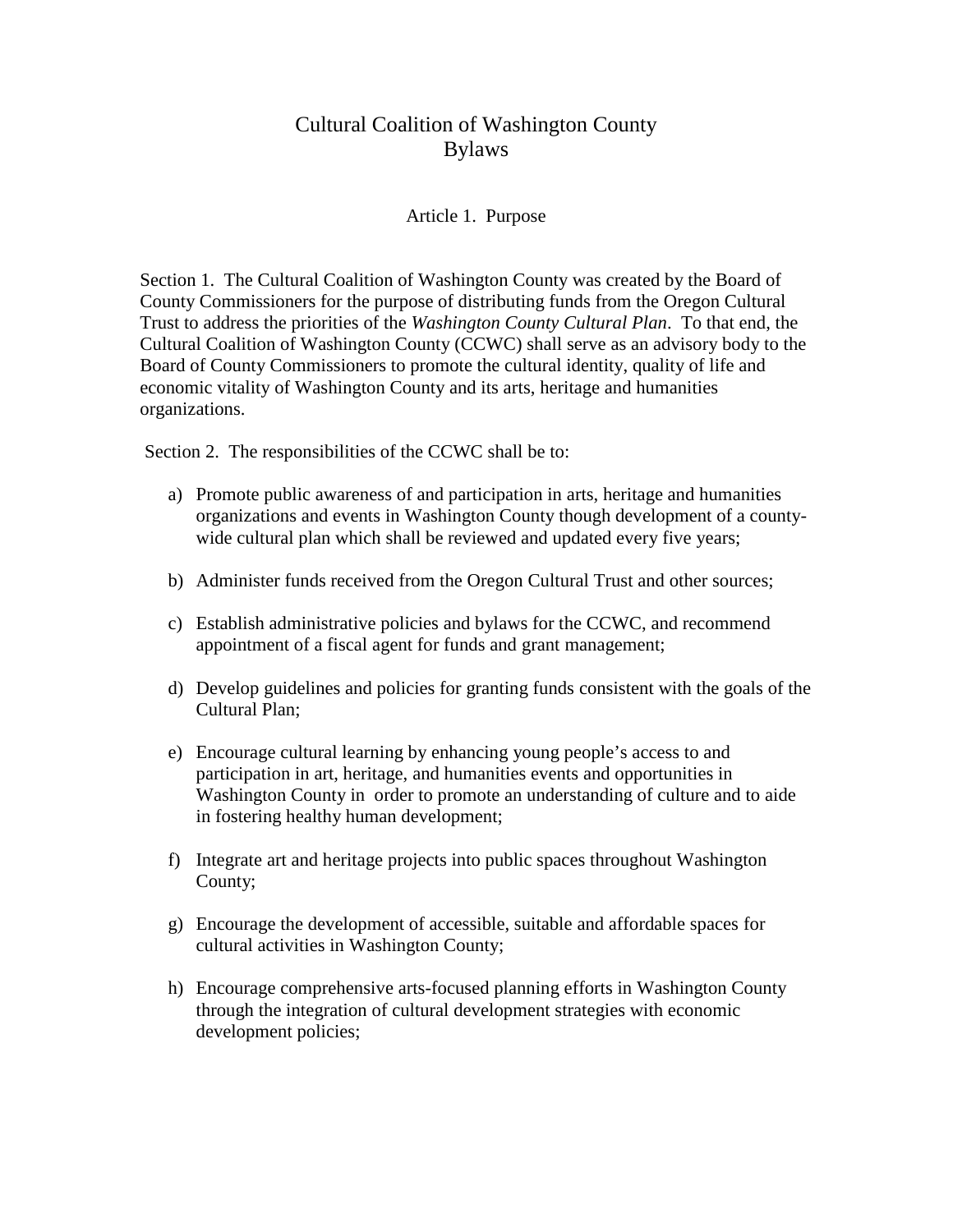# Cultural Coalition of Washington County
# Bylaws

## Article 1. Purpose

Section 1. The Cultural Coalition of Washington County was created by the Board of County Commissioners for the purpose of distributing funds from the Oregon Cultural Trust to address the priorities of the *Washington County Cultural Plan*. To that end, the Cultural Coalition of Washington County (CCWC) shall serve as an advisory body to the Board of County Commissioners to promote the cultural identity, quality of life and economic vitality of Washington County and its arts, heritage and humanities organizations.

Section 2. The responsibilities of the CCWC shall be to:

a) Promote public awareness of and participation in arts, heritage and humanities organizations and events in Washington County though development of a county-wide cultural plan which shall be reviewed and updated every five years;

b) Administer funds received from the Oregon Cultural Trust and other sources;

c) Establish administrative policies and bylaws for the CCWC, and recommend appointment of a fiscal agent for funds and grant management;

d) Develop guidelines and policies for granting funds consistent with the goals of the Cultural Plan;

e) Encourage cultural learning by enhancing young people's access to and participation in art, heritage, and humanities events and opportunities in Washington County in order to promote an understanding of culture and to aide in fostering healthy human development;

f) Integrate art and heritage projects into public spaces throughout Washington County;

g) Encourage the development of accessible, suitable and affordable spaces for cultural activities in Washington County;

h) Encourage comprehensive arts-focused planning efforts in Washington County through the integration of cultural development strategies with economic development policies;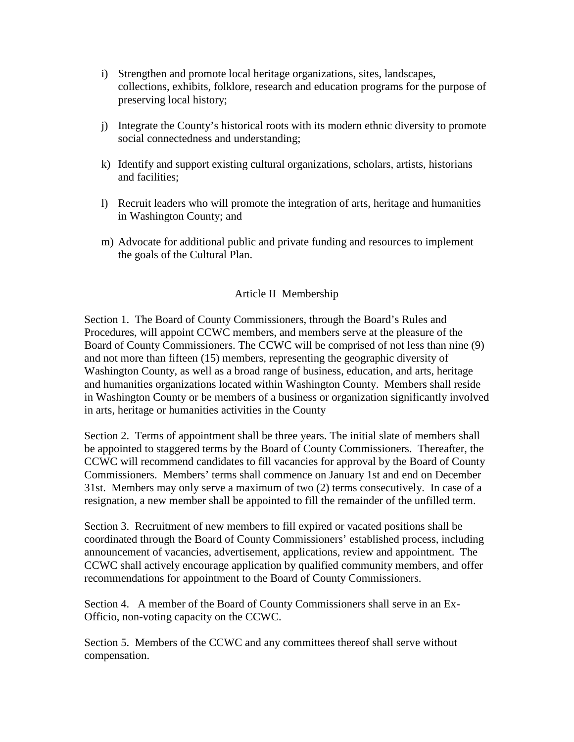i) Strengthen and promote local heritage organizations, sites, landscapes, collections, exhibits, folklore, research and education programs for the purpose of preserving local history;

j) Integrate the County's historical roots with its modern ethnic diversity to promote social connectedness and understanding;

k) Identify and support existing cultural organizations, scholars, artists, historians and facilities;

l) Recruit leaders who will promote the integration of arts, heritage and humanities in Washington County; and

m) Advocate for additional public and private funding and resources to implement the goals of the Cultural Plan.

## Article II Membership

Section 1. The Board of County Commissioners, through the Board's Rules and Procedures, will appoint CCWC members, and members serve at the pleasure of the Board of County Commissioners. The CCWC will be comprised of not less than nine (9) and not more than fifteen (15) members, representing the geographic diversity of Washington County, as well as a broad range of business, education, and arts, heritage and humanities organizations located within Washington County. Members shall reside in Washington County or be members of a business or organization significantly involved in arts, heritage or humanities activities in the County

Section 2. Terms of appointment shall be three years. The initial slate of members shall be appointed to staggered terms by the Board of County Commissioners. Thereafter, the CCWC will recommend candidates to fill vacancies for approval by the Board of County Commissioners. Members' terms shall commence on January 1st and end on December 31st. Members may only serve a maximum of two (2) terms consecutively. In case of a resignation, a new member shall be appointed to fill the remainder of the unfilled term.

Section 3. Recruitment of new members to fill expired or vacated positions shall be coordinated through the Board of County Commissioners' established process, including announcement of vacancies, advertisement, applications, review and appointment. The CCWC shall actively encourage application by qualified community members, and offer recommendations for appointment to the Board of County Commissioners.

Section 4. A member of the Board of County Commissioners shall serve in an Ex-Officio, non-voting capacity on the CCWC.

Section 5. Members of the CCWC and any committees thereof shall serve without compensation.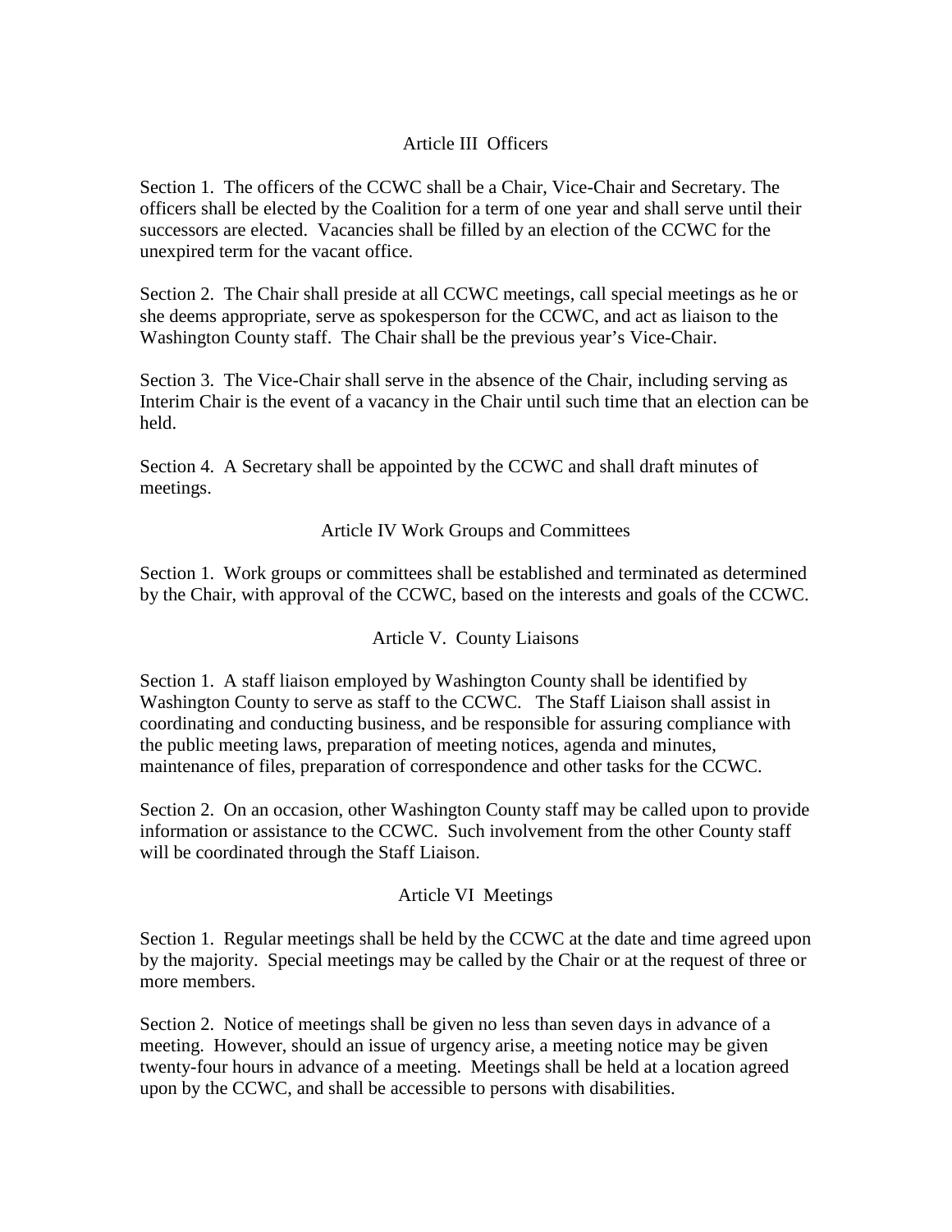## Article III Officers

Section 1. The officers of the CCWC shall be a Chair, Vice-Chair and Secretary. The officers shall be elected by the Coalition for a term of one year and shall serve until their successors are elected. Vacancies shall be filled by an election of the CCWC for the unexpired term for the vacant office.

Section 2. The Chair shall preside at all CCWC meetings, call special meetings as he or she deems appropriate, serve as spokesperson for the CCWC, and act as liaison to the Washington County staff. The Chair shall be the previous year's Vice-Chair.

Section 3. The Vice-Chair shall serve in the absence of the Chair, including serving as Interim Chair is the event of a vacancy in the Chair until such time that an election can be held.

Section 4. A Secretary shall be appointed by the CCWC and shall draft minutes of meetings.

## Article IV Work Groups and Committees

Section 1. Work groups or committees shall be established and terminated as determined by the Chair, with approval of the CCWC, based on the interests and goals of the CCWC.

## Article V. County Liaisons

Section 1. A staff liaison employed by Washington County shall be identified by Washington County to serve as staff to the CCWC. The Staff Liaison shall assist in coordinating and conducting business, and be responsible for assuring compliance with the public meeting laws, preparation of meeting notices, agenda and minutes, maintenance of files, preparation of correspondence and other tasks for the CCWC.

Section 2. On an occasion, other Washington County staff may be called upon to provide information or assistance to the CCWC. Such involvement from the other County staff will be coordinated through the Staff Liaison.

## Article VI Meetings

Section 1. Regular meetings shall be held by the CCWC at the date and time agreed upon by the majority. Special meetings may be called by the Chair or at the request of three or more members.

Section 2. Notice of meetings shall be given no less than seven days in advance of a meeting. However, should an issue of urgency arise, a meeting notice may be given twenty-four hours in advance of a meeting. Meetings shall be held at a location agreed upon by the CCWC, and shall be accessible to persons with disabilities.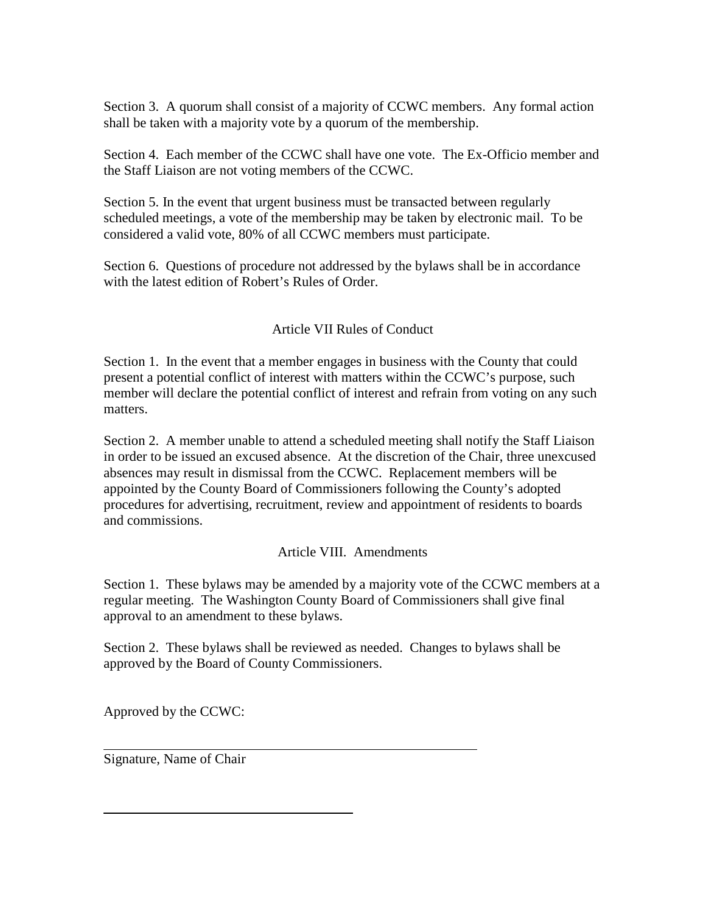Section 3. A quorum shall consist of a majority of CCWC members. Any formal action shall be taken with a majority vote by a quorum of the membership.

Section 4. Each member of the CCWC shall have one vote. The Ex-Officio member and the Staff Liaison are not voting members of the CCWC.

Section 5. In the event that urgent business must be transacted between regularly scheduled meetings, a vote of the membership may be taken by electronic mail. To be considered a valid vote, 80% of all CCWC members must participate.

Section 6. Questions of procedure not addressed by the bylaws shall be in accordance with the latest edition of Robert's Rules of Order.

## Article VII Rules of Conduct

Section 1. In the event that a member engages in business with the County that could present a potential conflict of interest with matters within the CCWC's purpose, such member will declare the potential conflict of interest and refrain from voting on any such matters.

Section 2. A member unable to attend a scheduled meeting shall notify the Staff Liaison in order to be issued an excused absence. At the discretion of the Chair, three unexcused absences may result in dismissal from the CCWC. Replacement members will be appointed by the County Board of Commissioners following the County's adopted procedures for advertising, recruitment, review and appointment of residents to boards and commissions.

## Article VIII. Amendments

Section 1. These bylaws may be amended by a majority vote of the CCWC members at a regular meeting. The Washington County Board of Commissioners shall give final approval to an amendment to these bylaws.

Section 2. These bylaws shall be reviewed as needed. Changes to bylaws shall be approved by the Board of County Commissioners.

Approved by the CCWC:

\_\_\_\_\_\_\_\_\_\_\_\_\_\_\_\_\_\_\_\_\_\_\_\_\_\_\_\_\_\_\_\_\_\_\_\_\_\_\_\_\_\_\_\_

Signature, Name of Chair

\_\_\_\_\_\_\_\_\_\_\_\_\_\_\_\_\_\_\_\_\_\_\_\_\_\_\_\_\_\_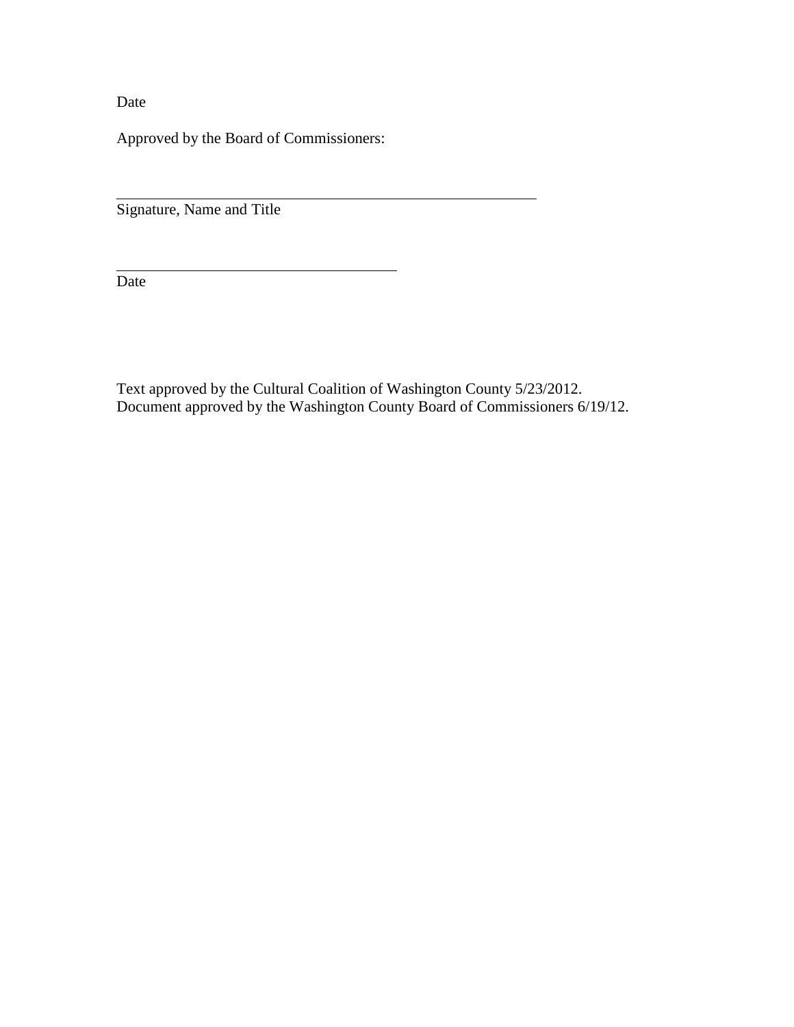Date

Approved by the Board of Commissioners:

\_\_\_\_\_\_\_\_\_\_\_\_\_\_\_\_\_\_\_\_\_\_\_\_\_\_\_\_\_\_\_\_\_\_\_\_\_\_\_\_\_\_\_\_\_\_\_\_\_\_

Signature, Name and Title

\_\_\_\_\_\_\_\_\_\_\_\_\_\_\_\_\_\_\_\_\_\_\_\_\_\_\_\_\_\_\_\_\_\_

Date

Text approved by the Cultural Coalition of Washington County 5/23/2012.
Document approved by the Washington County Board of Commissioners 6/19/12.